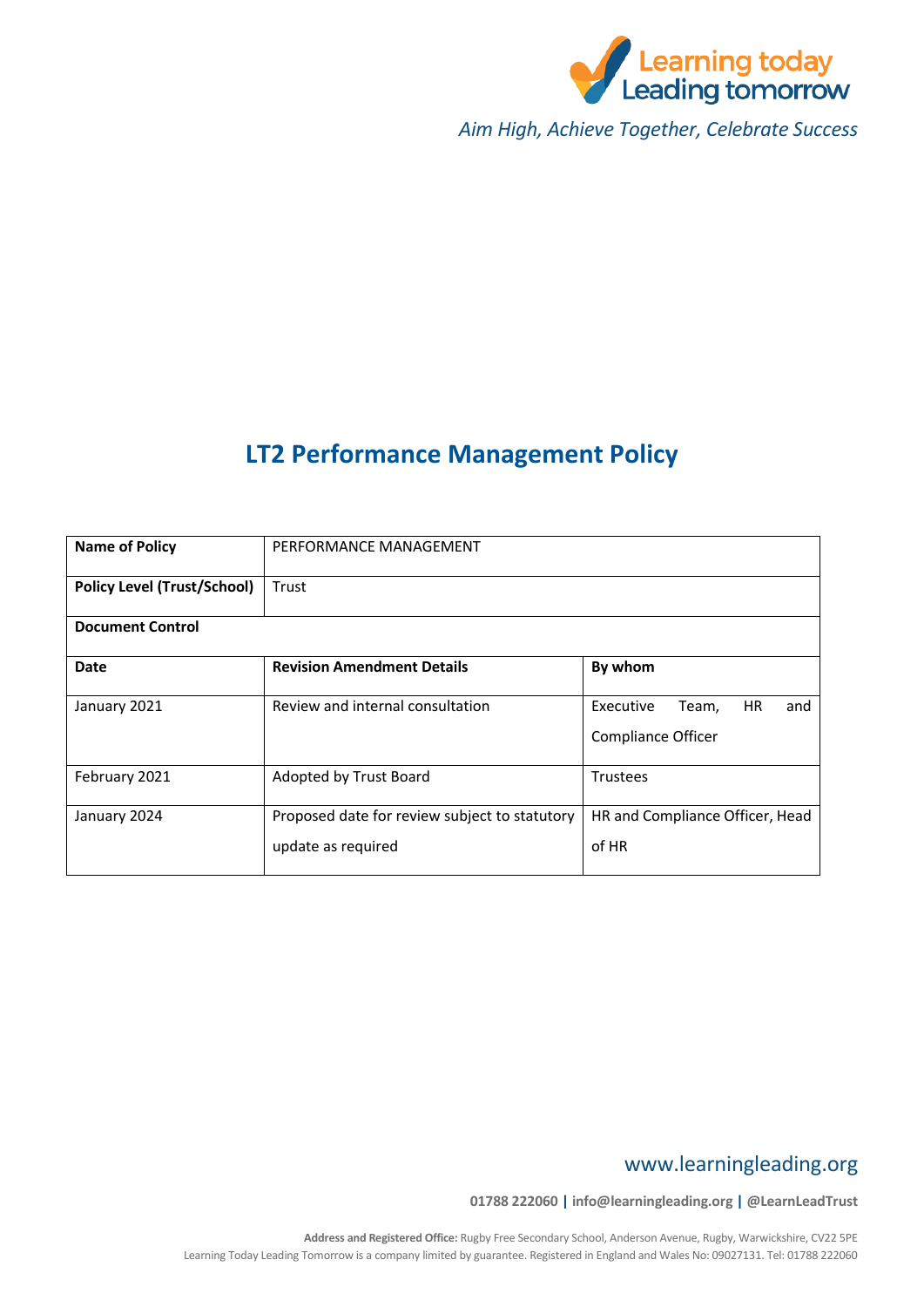Learning today Leading tomorrow

*Aim High, Achieve Together, Celebrate Success*

# LT2 Performance Management Policy

| **Name of Policy** | PERFORMANCE MANAGEMENT | |
|---|---|---|
| **Policy Level (Trust/School)** | Trust | |
| **Document Control** | | |
| **Date** | **Revision Amendment Details** | **By whom** |
| January 2021 | Review and internal consultation | Executive Team, HR and Compliance Officer |
| February 2021 | Adopted by Trust Board | Trustees |
| January 2024 | Proposed date for review subject to statutory update as required | HR and Compliance Officer, Head of HR |

www.learningleading.org

**01788 222060 | info@learningleading.org | @LearnLeadTrust**

**Address and Registered Office:** Rugby Free Secondary School, Anderson Avenue, Rugby, Warwickshire, CV22 5PE
Learning Today Leading Tomorrow is a company limited by guarantee. Registered in England and Wales No: 09027131. Tel: 01788 222060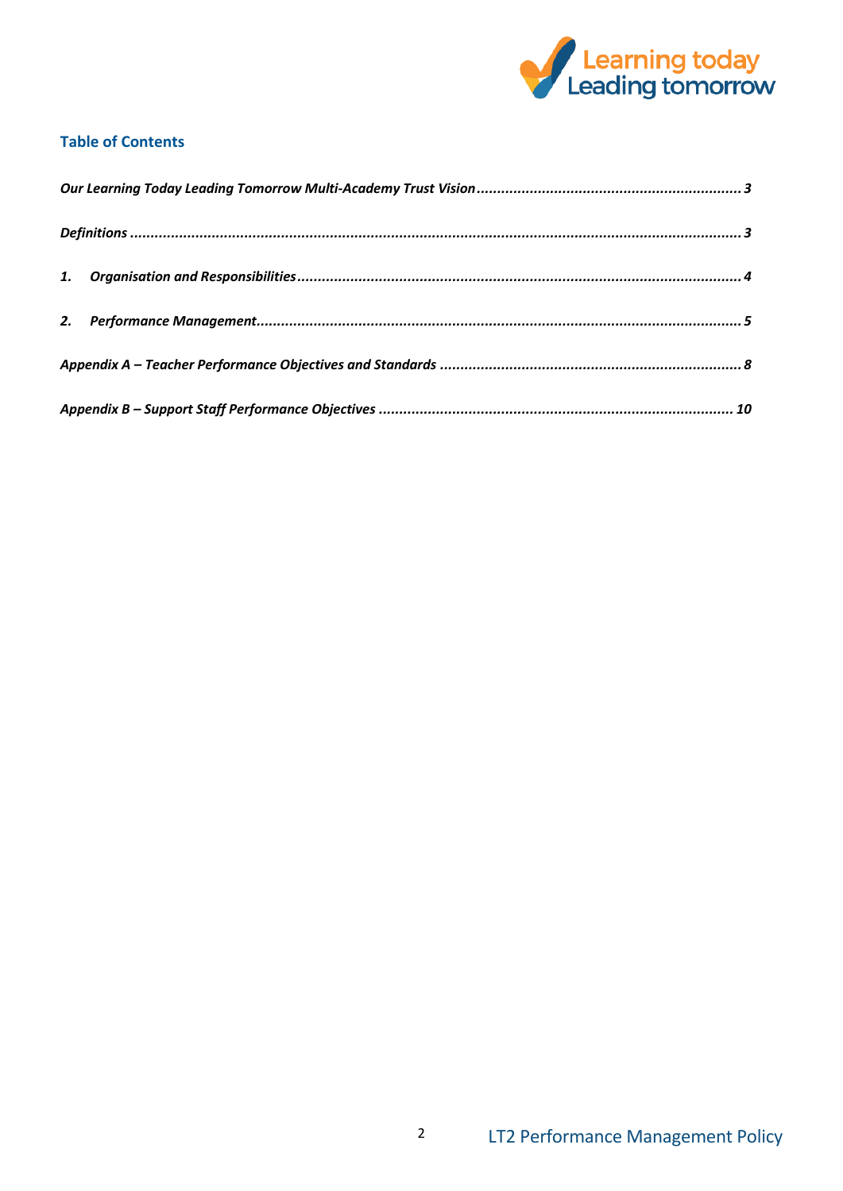## Table of Contents

*Our Learning Today Leading Tomorrow Multi-Academy Trust Vision* ........ 3

*Definitions* ........ 3

*1. Organisation and Responsibilities* ........ 4

*2. Performance Management* ........ 5

*Appendix A – Teacher Performance Objectives and Standards* ........ 8

*Appendix B – Support Staff Performance Objectives* ........ 10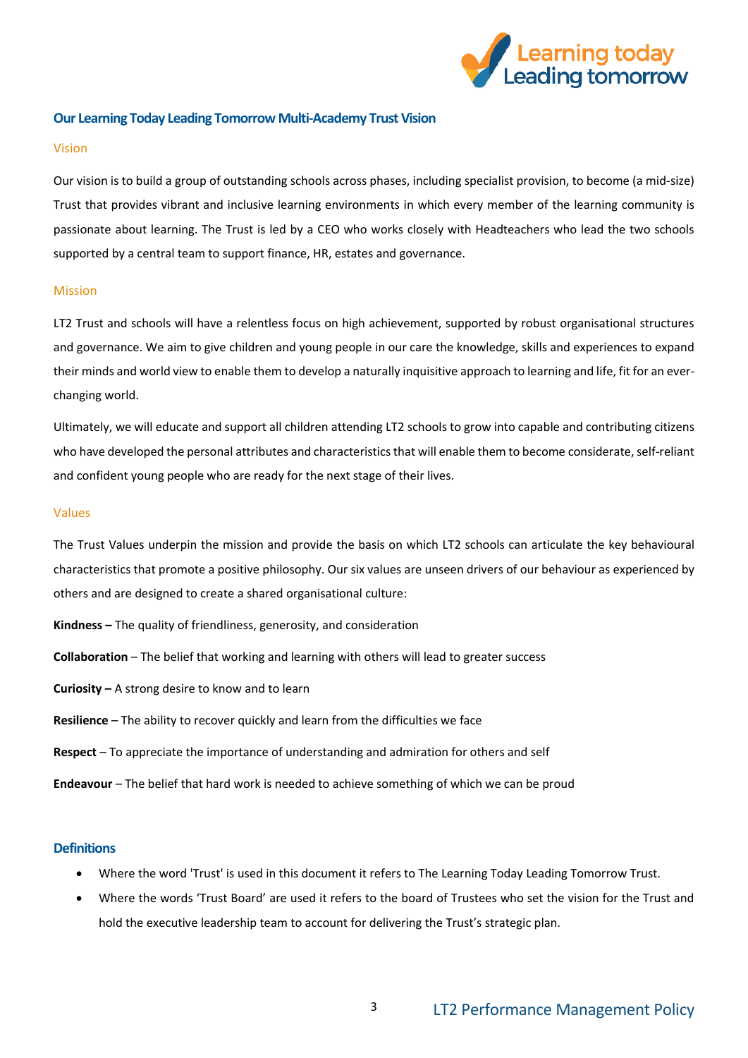## Our Learning Today Leading Tomorrow Multi-Academy Trust Vision

### Vision

Our vision is to build a group of outstanding schools across phases, including specialist provision, to become (a mid-size) Trust that provides vibrant and inclusive learning environments in which every member of the learning community is passionate about learning. The Trust is led by a CEO who works closely with Headteachers who lead the two schools supported by a central team to support finance, HR, estates and governance.

### Mission

LT2 Trust and schools will have a relentless focus on high achievement, supported by robust organisational structures and governance. We aim to give children and young people in our care the knowledge, skills and experiences to expand their minds and world view to enable them to develop a naturally inquisitive approach to learning and life, fit for an ever-changing world.

Ultimately, we will educate and support all children attending LT2 schools to grow into capable and contributing citizens who have developed the personal attributes and characteristics that will enable them to become considerate, self-reliant and confident young people who are ready for the next stage of their lives.

### Values

The Trust Values underpin the mission and provide the basis on which LT2 schools can articulate the key behavioural characteristics that promote a positive philosophy. Our six values are unseen drivers of our behaviour as experienced by others and are designed to create a shared organisational culture:

**Kindness –** The quality of friendliness, generosity, and consideration

**Collaboration** – The belief that working and learning with others will lead to greater success

**Curiosity –** A strong desire to know and to learn

**Resilience** – The ability to recover quickly and learn from the difficulties we face

**Respect** – To appreciate the importance of understanding and admiration for others and self

**Endeavour** – The belief that hard work is needed to achieve something of which we can be proud

## Definitions

- Where the word 'Trust' is used in this document it refers to The Learning Today Leading Tomorrow Trust.
- Where the words 'Trust Board' are used it refers to the board of Trustees who set the vision for the Trust and hold the executive leadership team to account for delivering the Trust's strategic plan.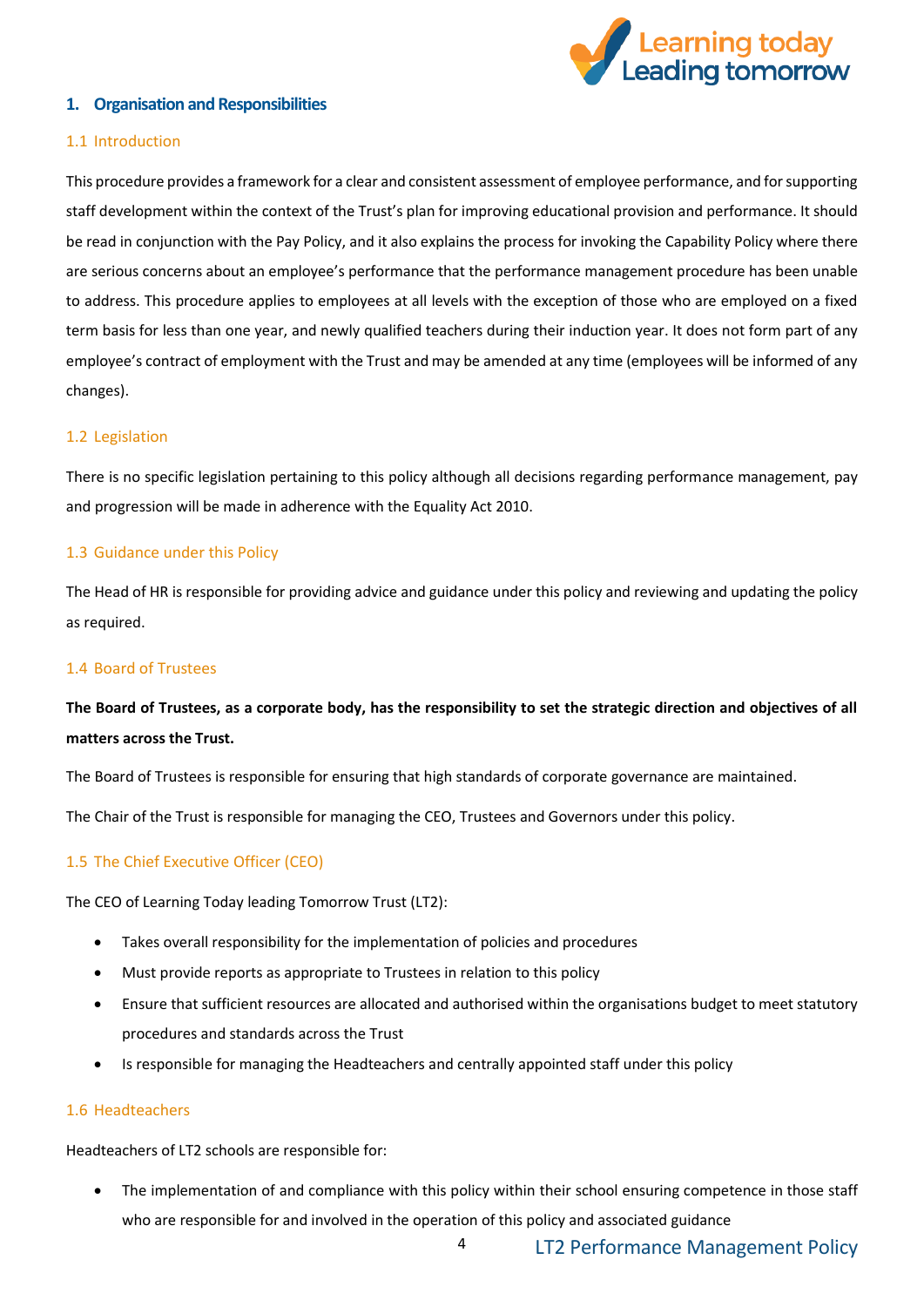## 1. Organisation and Responsibilities

### 1.1 Introduction

This procedure provides a framework for a clear and consistent assessment of employee performance, and for supporting staff development within the context of the Trust's plan for improving educational provision and performance. It should be read in conjunction with the Pay Policy, and it also explains the process for invoking the Capability Policy where there are serious concerns about an employee's performance that the performance management procedure has been unable to address. This procedure applies to employees at all levels with the exception of those who are employed on a fixed term basis for less than one year, and newly qualified teachers during their induction year. It does not form part of any employee's contract of employment with the Trust and may be amended at any time (employees will be informed of any changes).

### 1.2 Legislation

There is no specific legislation pertaining to this policy although all decisions regarding performance management, pay and progression will be made in adherence with the Equality Act 2010.

### 1.3 Guidance under this Policy

The Head of HR is responsible for providing advice and guidance under this policy and reviewing and updating the policy as required.

### 1.4 Board of Trustees

**The Board of Trustees, as a corporate body, has the responsibility to set the strategic direction and objectives of all matters across the Trust.**

The Board of Trustees is responsible for ensuring that high standards of corporate governance are maintained.

The Chair of the Trust is responsible for managing the CEO, Trustees and Governors under this policy.

### 1.5 The Chief Executive Officer (CEO)

The CEO of Learning Today leading Tomorrow Trust (LT2):

- Takes overall responsibility for the implementation of policies and procedures
- Must provide reports as appropriate to Trustees in relation to this policy
- Ensure that sufficient resources are allocated and authorised within the organisations budget to meet statutory procedures and standards across the Trust
- Is responsible for managing the Headteachers and centrally appointed staff under this policy

### 1.6 Headteachers

Headteachers of LT2 schools are responsible for:

- The implementation of and compliance with this policy within their school ensuring competence in those staff who are responsible for and involved in the operation of this policy and associated guidance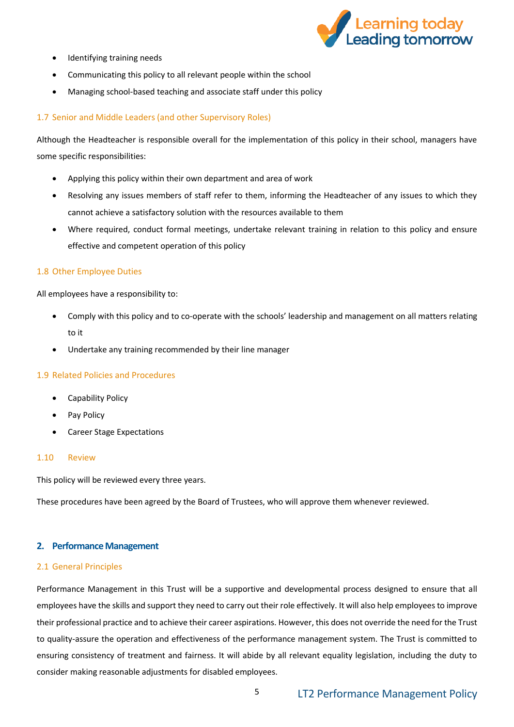- Identifying training needs
- Communicating this policy to all relevant people within the school
- Managing school-based teaching and associate staff under this policy

### 1.7 Senior and Middle Leaders (and other Supervisory Roles)

Although the Headteacher is responsible overall for the implementation of this policy in their school, managers have some specific responsibilities:

- Applying this policy within their own department and area of work
- Resolving any issues members of staff refer to them, informing the Headteacher of any issues to which they cannot achieve a satisfactory solution with the resources available to them
- Where required, conduct formal meetings, undertake relevant training in relation to this policy and ensure effective and competent operation of this policy

### 1.8 Other Employee Duties

All employees have a responsibility to:

- Comply with this policy and to co-operate with the schools' leadership and management on all matters relating to it
- Undertake any training recommended by their line manager

### 1.9 Related Policies and Procedures

- Capability Policy
- Pay Policy
- Career Stage Expectations

### 1.10 Review

This policy will be reviewed every three years.

These procedures have been agreed by the Board of Trustees, who will approve them whenever reviewed.

## 2. Performance Management

### 2.1 General Principles

Performance Management in this Trust will be a supportive and developmental process designed to ensure that all employees have the skills and support they need to carry out their role effectively. It will also help employees to improve their professional practice and to achieve their career aspirations. However, this does not override the need for the Trust to quality-assure the operation and effectiveness of the performance management system. The Trust is committed to ensuring consistency of treatment and fairness. It will abide by all relevant equality legislation, including the duty to consider making reasonable adjustments for disabled employees.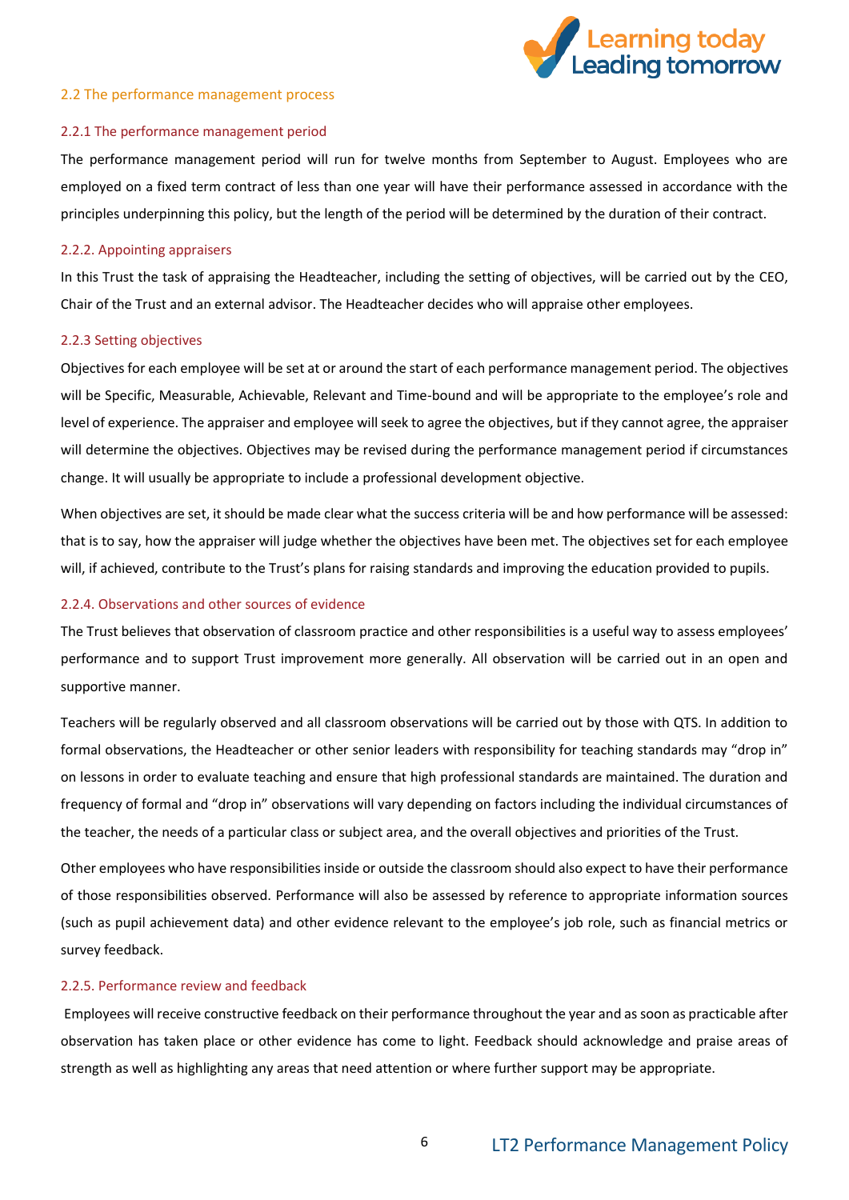## 2.2 The performance management process

### 2.2.1 The performance management period

The performance management period will run for twelve months from September to August. Employees who are employed on a fixed term contract of less than one year will have their performance assessed in accordance with the principles underpinning this policy, but the length of the period will be determined by the duration of their contract.

### 2.2.2. Appointing appraisers

In this Trust the task of appraising the Headteacher, including the setting of objectives, will be carried out by the CEO, Chair of the Trust and an external advisor. The Headteacher decides who will appraise other employees.

### 2.2.3 Setting objectives

Objectives for each employee will be set at or around the start of each performance management period. The objectives will be Specific, Measurable, Achievable, Relevant and Time-bound and will be appropriate to the employee's role and level of experience. The appraiser and employee will seek to agree the objectives, but if they cannot agree, the appraiser will determine the objectives. Objectives may be revised during the performance management period if circumstances change. It will usually be appropriate to include a professional development objective.

When objectives are set, it should be made clear what the success criteria will be and how performance will be assessed: that is to say, how the appraiser will judge whether the objectives have been met. The objectives set for each employee will, if achieved, contribute to the Trust's plans for raising standards and improving the education provided to pupils.

### 2.2.4. Observations and other sources of evidence

The Trust believes that observation of classroom practice and other responsibilities is a useful way to assess employees' performance and to support Trust improvement more generally. All observation will be carried out in an open and supportive manner.

Teachers will be regularly observed and all classroom observations will be carried out by those with QTS. In addition to formal observations, the Headteacher or other senior leaders with responsibility for teaching standards may "drop in" on lessons in order to evaluate teaching and ensure that high professional standards are maintained. The duration and frequency of formal and "drop in" observations will vary depending on factors including the individual circumstances of the teacher, the needs of a particular class or subject area, and the overall objectives and priorities of the Trust.

Other employees who have responsibilities inside or outside the classroom should also expect to have their performance of those responsibilities observed. Performance will also be assessed by reference to appropriate information sources (such as pupil achievement data) and other evidence relevant to the employee's job role, such as financial metrics or survey feedback.

### 2.2.5. Performance review and feedback

Employees will receive constructive feedback on their performance throughout the year and as soon as practicable after observation has taken place or other evidence has come to light. Feedback should acknowledge and praise areas of strength as well as highlighting any areas that need attention or where further support may be appropriate.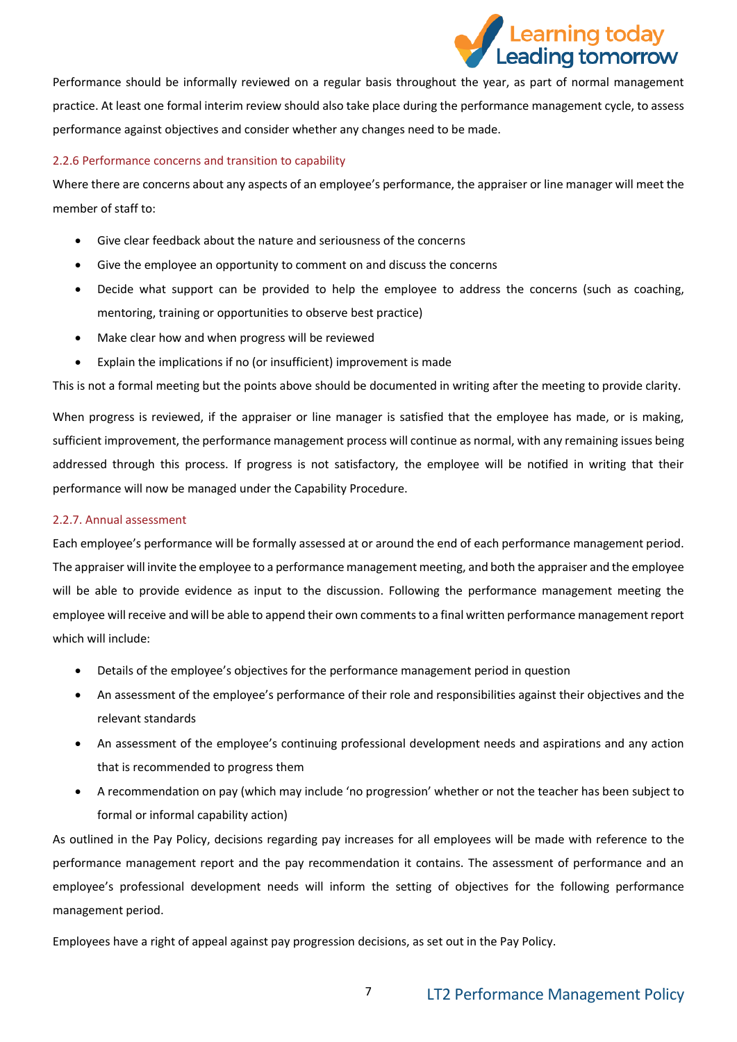Performance should be informally reviewed on a regular basis throughout the year, as part of normal management practice. At least one formal interim review should also take place during the performance management cycle, to assess performance against objectives and consider whether any changes need to be made.

### 2.2.6 Performance concerns and transition to capability

Where there are concerns about any aspects of an employee's performance, the appraiser or line manager will meet the member of staff to:

- Give clear feedback about the nature and seriousness of the concerns
- Give the employee an opportunity to comment on and discuss the concerns
- Decide what support can be provided to help the employee to address the concerns (such as coaching, mentoring, training or opportunities to observe best practice)
- Make clear how and when progress will be reviewed
- Explain the implications if no (or insufficient) improvement is made

This is not a formal meeting but the points above should be documented in writing after the meeting to provide clarity.

When progress is reviewed, if the appraiser or line manager is satisfied that the employee has made, or is making, sufficient improvement, the performance management process will continue as normal, with any remaining issues being addressed through this process. If progress is not satisfactory, the employee will be notified in writing that their performance will now be managed under the Capability Procedure.

### 2.2.7. Annual assessment

Each employee's performance will be formally assessed at or around the end of each performance management period. The appraiser will invite the employee to a performance management meeting, and both the appraiser and the employee will be able to provide evidence as input to the discussion. Following the performance management meeting the employee will receive and will be able to append their own comments to a final written performance management report which will include:

- Details of the employee's objectives for the performance management period in question
- An assessment of the employee's performance of their role and responsibilities against their objectives and the relevant standards
- An assessment of the employee's continuing professional development needs and aspirations and any action that is recommended to progress them
- A recommendation on pay (which may include 'no progression' whether or not the teacher has been subject to formal or informal capability action)

As outlined in the Pay Policy, decisions regarding pay increases for all employees will be made with reference to the performance management report and the pay recommendation it contains. The assessment of performance and an employee's professional development needs will inform the setting of objectives for the following performance management period.

Employees have a right of appeal against pay progression decisions, as set out in the Pay Policy.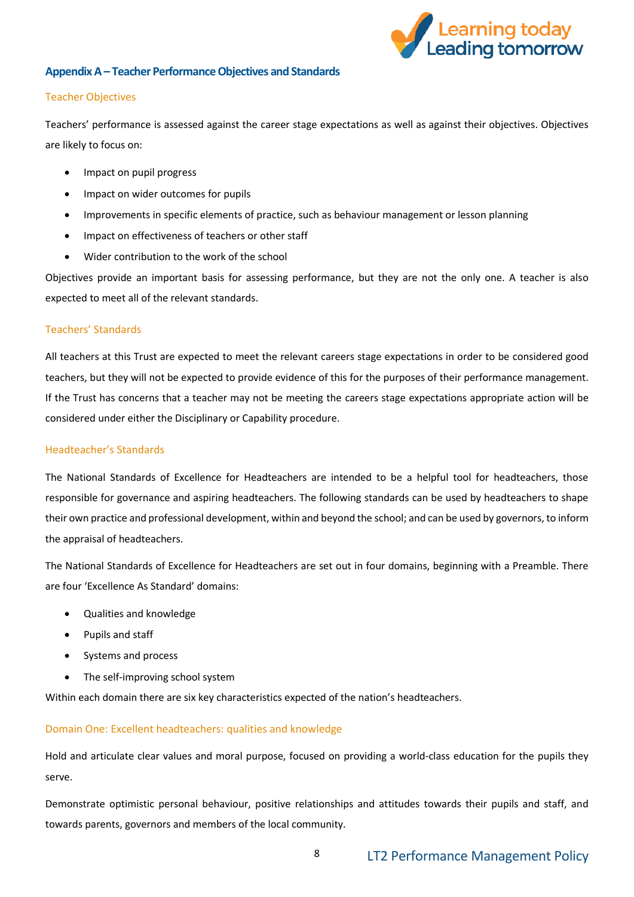## Appendix A – Teacher Performance Objectives and Standards

### Teacher Objectives

Teachers' performance is assessed against the career stage expectations as well as against their objectives. Objectives are likely to focus on:

- Impact on pupil progress
- Impact on wider outcomes for pupils
- Improvements in specific elements of practice, such as behaviour management or lesson planning
- Impact on effectiveness of teachers or other staff
- Wider contribution to the work of the school

Objectives provide an important basis for assessing performance, but they are not the only one. A teacher is also expected to meet all of the relevant standards.

### Teachers' Standards

All teachers at this Trust are expected to meet the relevant careers stage expectations in order to be considered good teachers, but they will not be expected to provide evidence of this for the purposes of their performance management. If the Trust has concerns that a teacher may not be meeting the careers stage expectations appropriate action will be considered under either the Disciplinary or Capability procedure.

### Headteacher's Standards

The National Standards of Excellence for Headteachers are intended to be a helpful tool for headteachers, those responsible for governance and aspiring headteachers. The following standards can be used by headteachers to shape their own practice and professional development, within and beyond the school; and can be used by governors, to inform the appraisal of headteachers.

The National Standards of Excellence for Headteachers are set out in four domains, beginning with a Preamble. There are four 'Excellence As Standard' domains:

- Qualities and knowledge
- Pupils and staff
- Systems and process
- The self-improving school system

Within each domain there are six key characteristics expected of the nation's headteachers.

### Domain One: Excellent headteachers: qualities and knowledge

Hold and articulate clear values and moral purpose, focused on providing a world-class education for the pupils they serve.

Demonstrate optimistic personal behaviour, positive relationships and attitudes towards their pupils and staff, and towards parents, governors and members of the local community.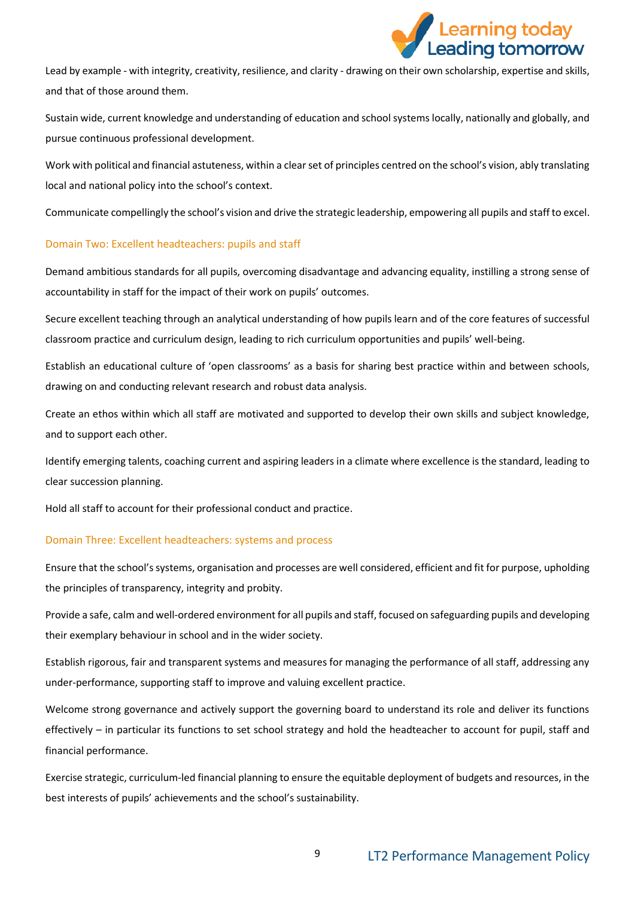Lead by example - with integrity, creativity, resilience, and clarity - drawing on their own scholarship, expertise and skills, and that of those around them.

Sustain wide, current knowledge and understanding of education and school systems locally, nationally and globally, and pursue continuous professional development.

Work with political and financial astuteness, within a clear set of principles centred on the school's vision, ably translating local and national policy into the school's context.

Communicate compellingly the school's vision and drive the strategic leadership, empowering all pupils and staff to excel.

### Domain Two: Excellent headteachers: pupils and staff

Demand ambitious standards for all pupils, overcoming disadvantage and advancing equality, instilling a strong sense of accountability in staff for the impact of their work on pupils' outcomes.

Secure excellent teaching through an analytical understanding of how pupils learn and of the core features of successful classroom practice and curriculum design, leading to rich curriculum opportunities and pupils' well-being.

Establish an educational culture of 'open classrooms' as a basis for sharing best practice within and between schools, drawing on and conducting relevant research and robust data analysis.

Create an ethos within which all staff are motivated and supported to develop their own skills and subject knowledge, and to support each other.

Identify emerging talents, coaching current and aspiring leaders in a climate where excellence is the standard, leading to clear succession planning.

Hold all staff to account for their professional conduct and practice.

### Domain Three: Excellent headteachers: systems and process

Ensure that the school's systems, organisation and processes are well considered, efficient and fit for purpose, upholding the principles of transparency, integrity and probity.

Provide a safe, calm and well-ordered environment for all pupils and staff, focused on safeguarding pupils and developing their exemplary behaviour in school and in the wider society.

Establish rigorous, fair and transparent systems and measures for managing the performance of all staff, addressing any under-performance, supporting staff to improve and valuing excellent practice.

Welcome strong governance and actively support the governing board to understand its role and deliver its functions effectively – in particular its functions to set school strategy and hold the headteacher to account for pupil, staff and financial performance.

Exercise strategic, curriculum-led financial planning to ensure the equitable deployment of budgets and resources, in the best interests of pupils' achievements and the school's sustainability.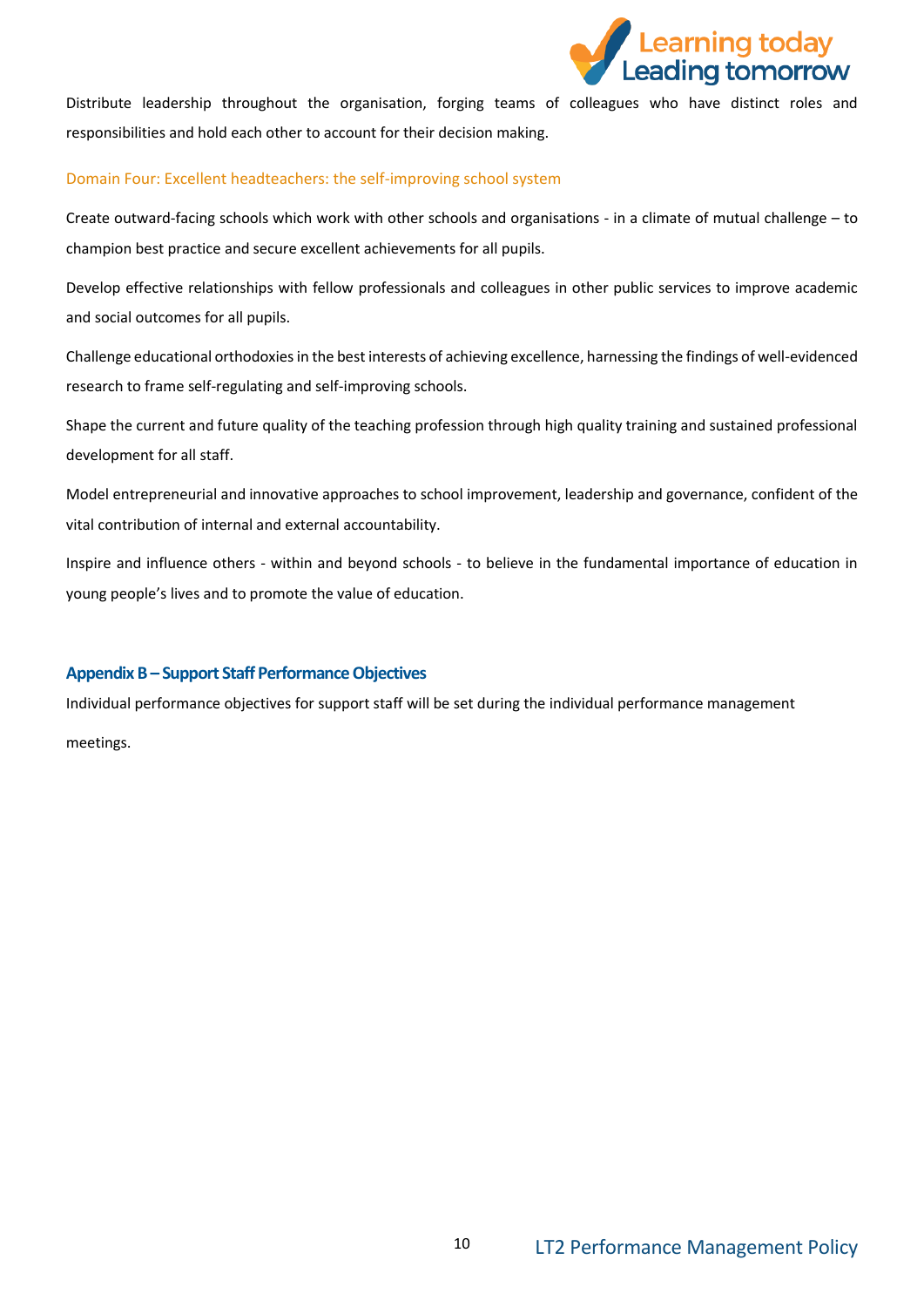Distribute leadership throughout the organisation, forging teams of colleagues who have distinct roles and responsibilities and hold each other to account for their decision making.

### Domain Four: Excellent headteachers: the self-improving school system

Create outward-facing schools which work with other schools and organisations - in a climate of mutual challenge – to champion best practice and secure excellent achievements for all pupils.

Develop effective relationships with fellow professionals and colleagues in other public services to improve academic and social outcomes for all pupils.

Challenge educational orthodoxies in the best interests of achieving excellence, harnessing the findings of well-evidenced research to frame self-regulating and self-improving schools.

Shape the current and future quality of the teaching profession through high quality training and sustained professional development for all staff.

Model entrepreneurial and innovative approaches to school improvement, leadership and governance, confident of the vital contribution of internal and external accountability.

Inspire and influence others - within and beyond schools - to believe in the fundamental importance of education in young people's lives and to promote the value of education.

## Appendix B – Support Staff Performance Objectives

Individual performance objectives for support staff will be set during the individual performance management meetings.